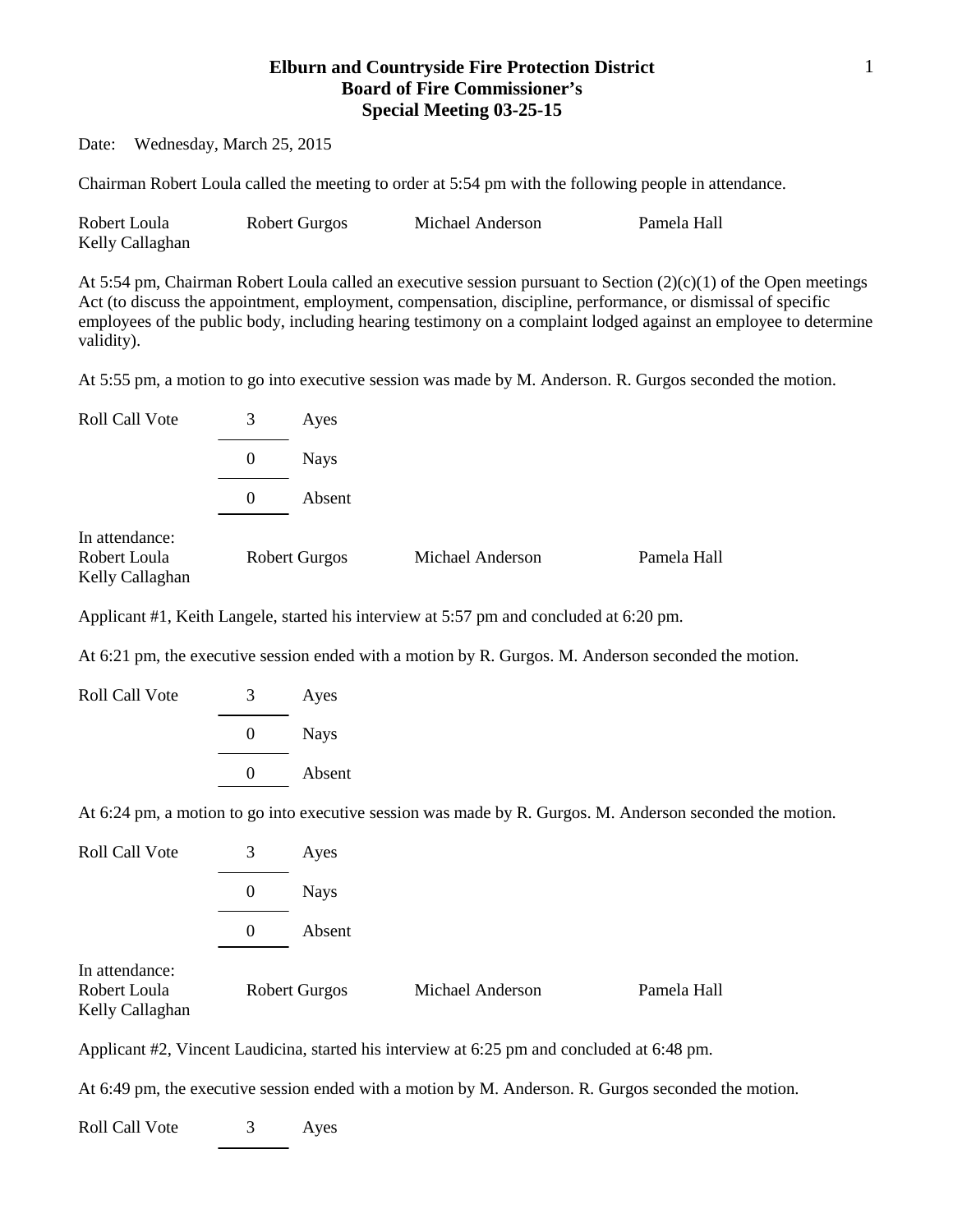# Elburn and Countryside Fire Protection District
## Board of Fire Commissioner's
## Special Meeting 03-25-15

Date: Wednesday, March 25, 2015

Chairman Robert Loula called the meeting to order at 5:54 pm with the following people in attendance.

| | | | |
|---|---|---|---|
| Robert Loula | Robert Gurgos | Michael Anderson | Pamela Hall |
| Kelly Callaghan | | | |

At 5:54 pm, Chairman Robert Loula called an executive session pursuant to Section (2)(c)(1) of the Open meetings Act (to discuss the appointment, employment, compensation, discipline, performance, or dismissal of specific employees of the public body, including hearing testimony on a complaint lodged against an employee to determine validity).

At 5:55 pm, a motion to go into executive session was made by M. Anderson. R. Gurgos seconded the motion.

| Roll Call Vote | | |
|---|---|---|
| | 3 | Ayes |
| | 0 | Nays |
| | 0 | Absent |

In attendance:

| | | | |
|---|---|---|---|
| Robert Loula | Robert Gurgos | Michael Anderson | Pamela Hall |
| Kelly Callaghan | | | |

Applicant #1, Keith Langele, started his interview at 5:57 pm and concluded at 6:20 pm.

At 6:21 pm, the executive session ended with a motion by R. Gurgos. M. Anderson seconded the motion.

| Roll Call Vote | | |
|---|---|---|
| | 3 | Ayes |
| | 0 | Nays |
| | 0 | Absent |

At 6:24 pm, a motion to go into executive session was made by R. Gurgos. M. Anderson seconded the motion.

| Roll Call Vote | | |
|---|---|---|
| | 3 | Ayes |
| | 0 | Nays |
| | 0 | Absent |

In attendance:

| | | | |
|---|---|---|---|
| Robert Loula | Robert Gurgos | Michael Anderson | Pamela Hall |
| Kelly Callaghan | | | |

Applicant #2, Vincent Laudicina, started his interview at 6:25 pm and concluded at 6:48 pm.

At 6:49 pm, the executive session ended with a motion by M. Anderson. R. Gurgos seconded the motion.

| Roll Call Vote | | |
|---|---|---|
| | 3 | Ayes |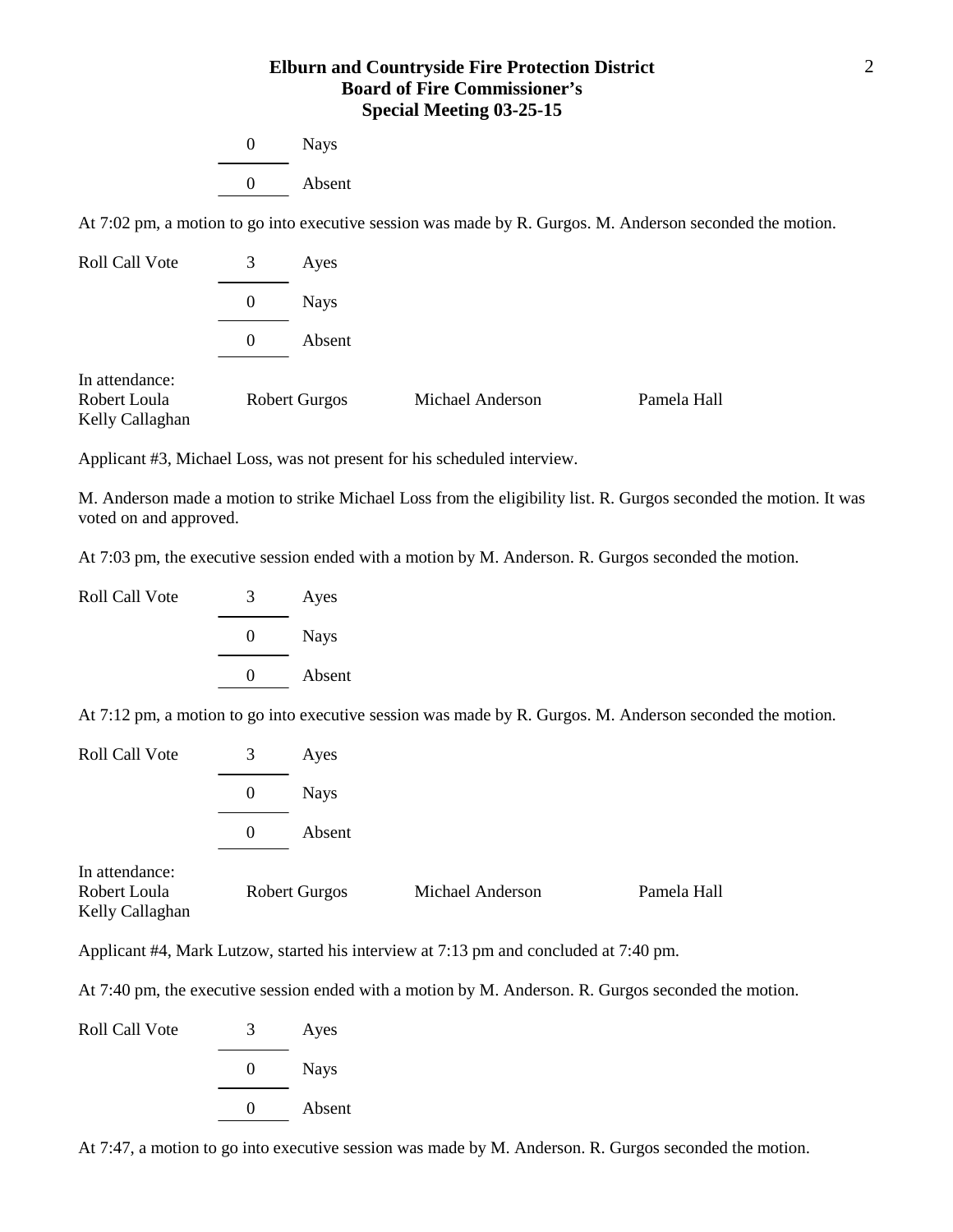| | | |
|---|---|---|
| | 0 | Nays |
| | 0 | Absent |

At 7:02 pm, a motion to go into executive session was made by R. Gurgos. M. Anderson seconded the motion.

| Roll Call Vote | 3 | Ayes |
|---|---|---|
| | 0 | Nays |
| | 0 | Absent |

In attendance:

| | | | |
|---|---|---|---|
| Robert Loula | Robert Gurgos | Michael Anderson | Pamela Hall |
| Kelly Callaghan | | | |

Applicant #3, Michael Loss, was not present for his scheduled interview.

M. Anderson made a motion to strike Michael Loss from the eligibility list. R. Gurgos seconded the motion. It was voted on and approved.

At 7:03 pm, the executive session ended with a motion by M. Anderson. R. Gurgos seconded the motion.

| Roll Call Vote | 3 | Ayes |
|---|---|---|
| | 0 | Nays |
| | 0 | Absent |

At 7:12 pm, a motion to go into executive session was made by R. Gurgos. M. Anderson seconded the motion.

| Roll Call Vote | 3 | Ayes |
|---|---|---|
| | 0 | Nays |
| | 0 | Absent |

In attendance:

| | | | |
|---|---|---|---|
| Robert Loula | Robert Gurgos | Michael Anderson | Pamela Hall |
| Kelly Callaghan | | | |

Applicant #4, Mark Lutzow, started his interview at 7:13 pm and concluded at 7:40 pm.

At 7:40 pm, the executive session ended with a motion by M. Anderson. R. Gurgos seconded the motion.

| Roll Call Vote | 3 | Ayes |
|---|---|---|
| | 0 | Nays |
| | 0 | Absent |

At 7:47, a motion to go into executive session was made by M. Anderson. R. Gurgos seconded the motion.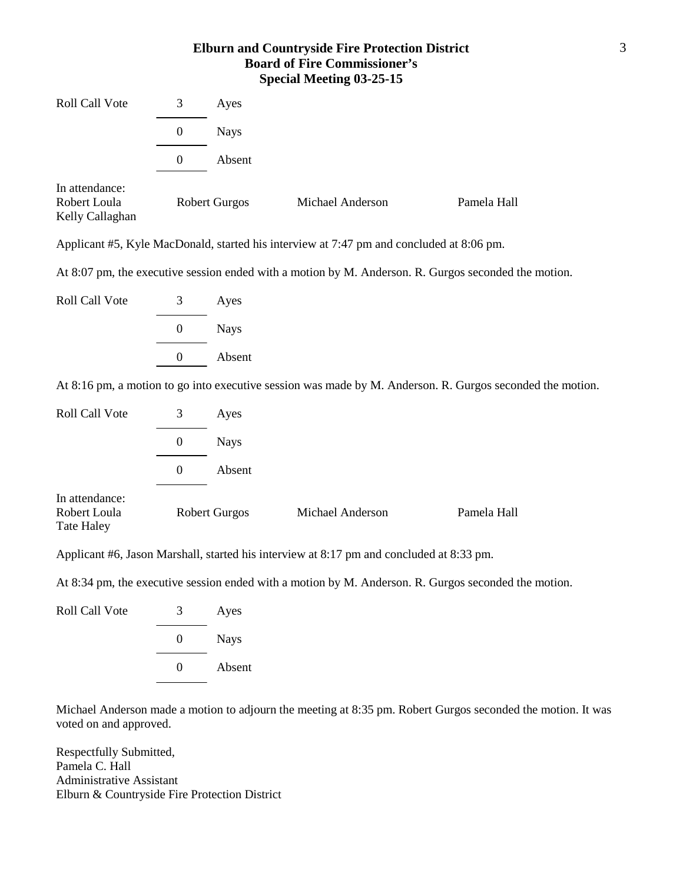**Elburn and Countryside Fire Protection District**
**Board of Fire Commissioner's**
**Special Meeting 03-25-15**

| | | |
|---|---|---|
| Roll Call Vote | 3 | Ayes |
| | 0 | Nays |
| | 0 | Absent |

In attendance:

| | | | |
|---|---|---|---|
| Robert Loula | Robert Gurgos | Michael Anderson | Pamela Hall |
| Kelly Callaghan | | | |

Applicant #5, Kyle MacDonald, started his interview at 7:47 pm and concluded at 8:06 pm.

At 8:07 pm, the executive session ended with a motion by M. Anderson. R. Gurgos seconded the motion.

| | | |
|---|---|---|
| Roll Call Vote | 3 | Ayes |
| | 0 | Nays |
| | 0 | Absent |

At 8:16 pm, a motion to go into executive session was made by M. Anderson. R. Gurgos seconded the motion.

| | | |
|---|---|---|
| Roll Call Vote | 3 | Ayes |
| | 0 | Nays |
| | 0 | Absent |

In attendance:

| | | | |
|---|---|---|---|
| Robert Loula | Robert Gurgos | Michael Anderson | Pamela Hall |
| Tate Haley | | | |

Applicant #6, Jason Marshall, started his interview at 8:17 pm and concluded at 8:33 pm.

At 8:34 pm, the executive session ended with a motion by M. Anderson. R. Gurgos seconded the motion.

| | | |
|---|---|---|
| Roll Call Vote | 3 | Ayes |
| | 0 | Nays |
| | 0 | Absent |

Michael Anderson made a motion to adjourn the meeting at 8:35 pm. Robert Gurgos seconded the motion. It was voted on and approved.

Respectfully Submitted,
Pamela C. Hall
Administrative Assistant
Elburn & Countryside Fire Protection District